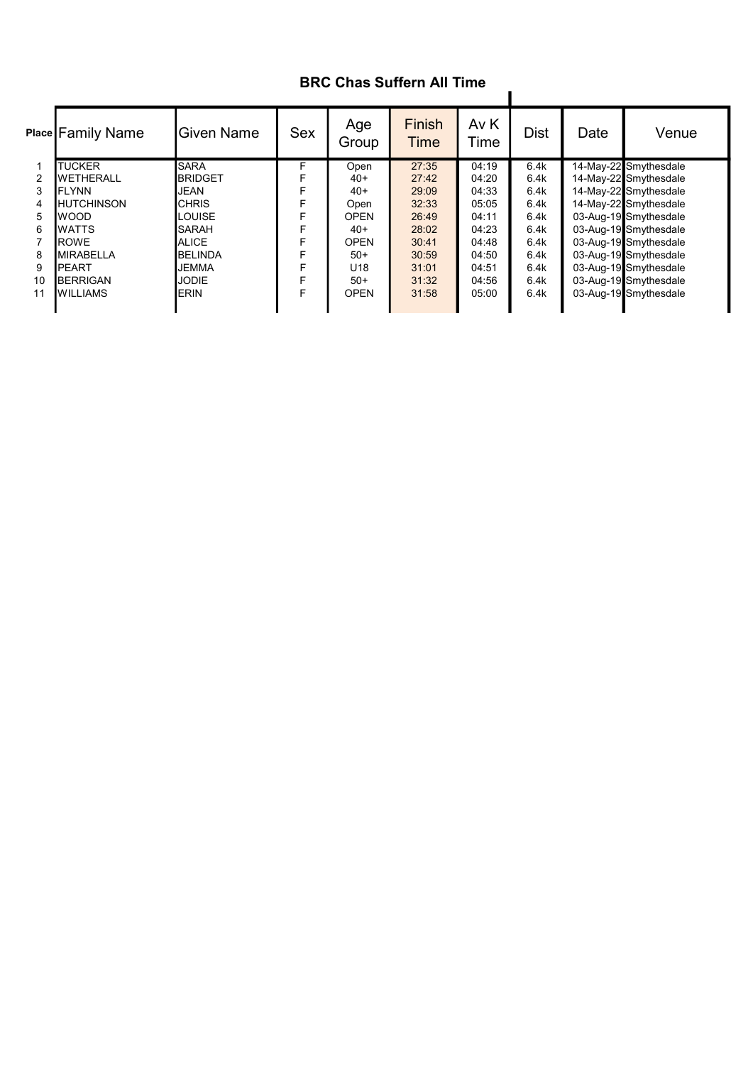# BRC Chas Suffern All Time

| Place | Family Name | Given Name | Sex | Age Group | Finish Time | Av K Time | Dist | Date | Venue |
|---|---|---|---|---|---|---|---|---|---|
| 1 | TUCKER | SARA | F | Open | 27:35 | 04:19 | 6.4k | 14-May-22 | Smythesdale |
| 2 | WETHERALL | BRIDGET | F | 40+ | 27:42 | 04:20 | 6.4k | 14-May-22 | Smythesdale |
| 3 | FLYNN | JEAN | F | 40+ | 29:09 | 04:33 | 6.4k | 14-May-22 | Smythesdale |
| 4 | HUTCHINSON | CHRIS | F | Open | 32:33 | 05:05 | 6.4k | 14-May-22 | Smythesdale |
| 5 | WOOD | LOUISE | F | OPEN | 26:49 | 04:11 | 6.4k | 03-Aug-19 | Smythesdale |
| 6 | WATTS | SARAH | F | 40+ | 28:02 | 04:23 | 6.4k | 03-Aug-19 | Smythesdale |
| 7 | ROWE | ALICE | F | OPEN | 30:41 | 04:48 | 6.4k | 03-Aug-19 | Smythesdale |
| 8 | MIRABELLA | BELINDA | F | 50+ | 30:59 | 04:50 | 6.4k | 03-Aug-19 | Smythesdale |
| 9 | PEART | JEMMA | F | U18 | 31:01 | 04:51 | 6.4k | 03-Aug-19 | Smythesdale |
| 10 | BERRIGAN | JODIE | F | 50+ | 31:32 | 04:56 | 6.4k | 03-Aug-19 | Smythesdale |
| 11 | WILLIAMS | ERIN | F | OPEN | 31:58 | 05:00 | 6.4k | 03-Aug-19 | Smythesdale |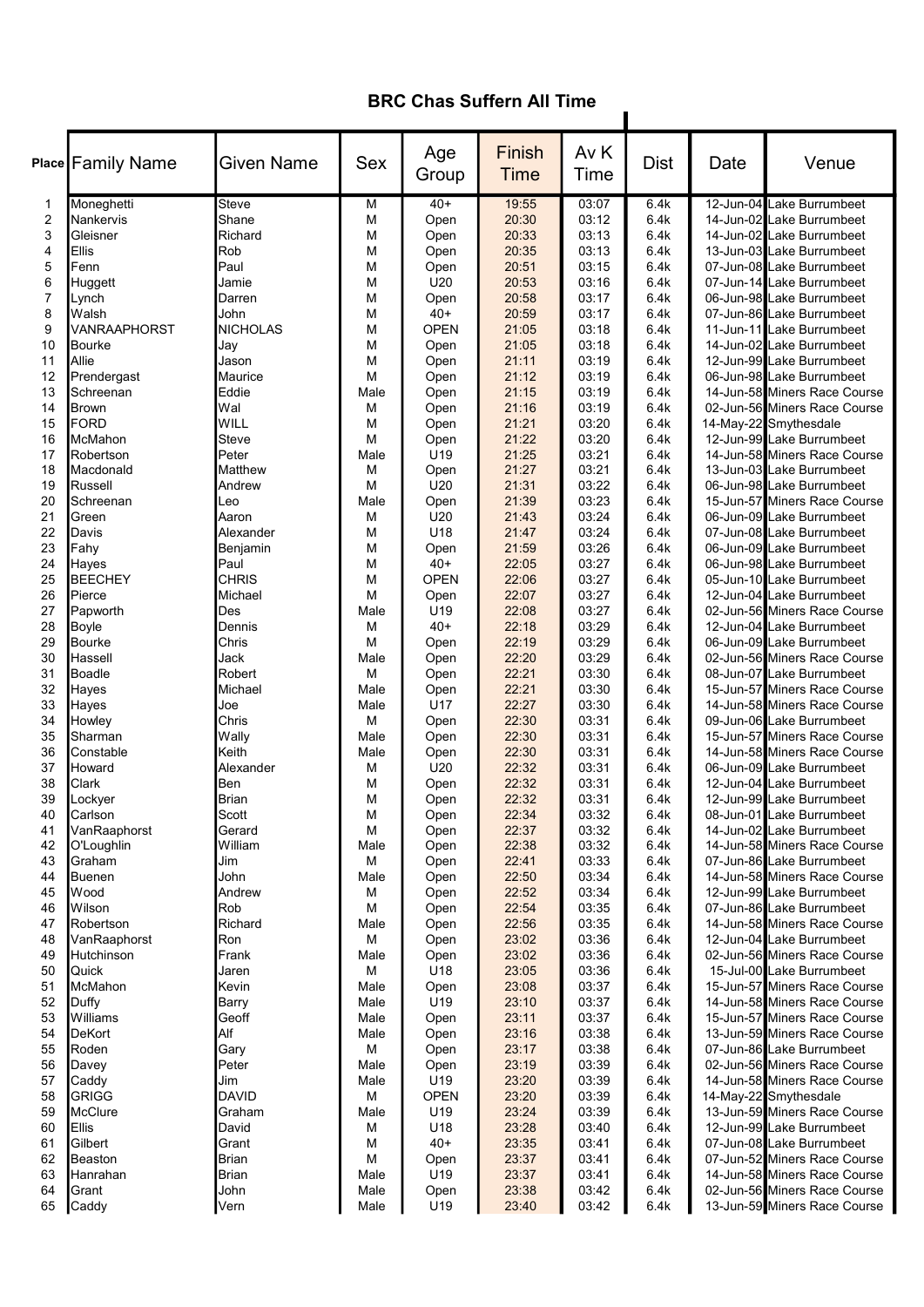# BRC Chas Suffern All Time

| Place | Family Name | Given Name | Sex | Age Group | Finish Time | Av K Time | Dist | Date | Venue |
|---|---|---|---|---|---|---|---|---|---|
| 1 | Moneghetti | Steve | M | 40+ | 19:55 | 03:07 | 6.4k | 12-Jun-04 | Lake Burrumbeet |
| 2 | Nankervis | Shane | M | Open | 20:30 | 03:12 | 6.4k | 14-Jun-02 | Lake Burrumbeet |
| 3 | Gleisner | Richard | M | Open | 20:33 | 03:13 | 6.4k | 14-Jun-02 | Lake Burrumbeet |
| 4 | Ellis | Rob | M | Open | 20:35 | 03:13 | 6.4k | 13-Jun-03 | Lake Burrumbeet |
| 5 | Fenn | Paul | M | Open | 20:51 | 03:15 | 6.4k | 07-Jun-08 | Lake Burrumbeet |
| 6 | Huggett | Jamie | M | U20 | 20:53 | 03:16 | 6.4k | 07-Jun-14 | Lake Burrumbeet |
| 7 | Lynch | Darren | M | Open | 20:58 | 03:17 | 6.4k | 06-Jun-98 | Lake Burrumbeet |
| 8 | Walsh | John | M | 40+ | 20:59 | 03:17 | 6.4k | 07-Jun-86 | Lake Burrumbeet |
| 9 | VANRAAPHORST | NICHOLAS | M | OPEN | 21:05 | 03:18 | 6.4k | 11-Jun-11 | Lake Burrumbeet |
| 10 | Bourke | Jay | M | Open | 21:05 | 03:18 | 6.4k | 14-Jun-02 | Lake Burrumbeet |
| 11 | Allie | Jason | M | Open | 21:11 | 03:19 | 6.4k | 12-Jun-99 | Lake Burrumbeet |
| 12 | Prendergast | Maurice | M | Open | 21:12 | 03:19 | 6.4k | 06-Jun-98 | Lake Burrumbeet |
| 13 | Schreenan | Eddie | Male | Open | 21:15 | 03:19 | 6.4k | 14-Jun-58 | Miners Race Course |
| 14 | Brown | Wal | M | Open | 21:16 | 03:19 | 6.4k | 02-Jun-56 | Miners Race Course |
| 15 | FORD | WILL | M | Open | 21:21 | 03:20 | 6.4k | 14-May-22 | Smythesdale |
| 16 | McMahon | Steve | M | Open | 21:22 | 03:20 | 6.4k | 12-Jun-99 | Lake Burrumbeet |
| 17 | Robertson | Peter | Male | U19 | 21:25 | 03:21 | 6.4k | 14-Jun-58 | Miners Race Course |
| 18 | Macdonald | Matthew | M | Open | 21:27 | 03:21 | 6.4k | 13-Jun-03 | Lake Burrumbeet |
| 19 | Russell | Andrew | M | U20 | 21:31 | 03:22 | 6.4k | 06-Jun-98 | Lake Burrumbeet |
| 20 | Schreenan | Leo | Male | Open | 21:39 | 03:23 | 6.4k | 15-Jun-57 | Miners Race Course |
| 21 | Green | Aaron | M | U20 | 21:43 | 03:24 | 6.4k | 06-Jun-09 | Lake Burrumbeet |
| 22 | Davis | Alexander | M | U18 | 21:47 | 03:24 | 6.4k | 07-Jun-08 | Lake Burrumbeet |
| 23 | Fahy | Benjamin | M | Open | 21:59 | 03:26 | 6.4k | 06-Jun-09 | Lake Burrumbeet |
| 24 | Hayes | Paul | M | 40+ | 22:05 | 03:27 | 6.4k | 06-Jun-98 | Lake Burrumbeet |
| 25 | BEECHEY | CHRIS | M | OPEN | 22:06 | 03:27 | 6.4k | 05-Jun-10 | Lake Burrumbeet |
| 26 | Pierce | Michael | M | Open | 22:07 | 03:27 | 6.4k | 12-Jun-04 | Lake Burrumbeet |
| 27 | Papworth | Des | Male | U19 | 22:08 | 03:27 | 6.4k | 02-Jun-56 | Miners Race Course |
| 28 | Boyle | Dennis | M | 40+ | 22:18 | 03:29 | 6.4k | 12-Jun-04 | Lake Burrumbeet |
| 29 | Bourke | Chris | M | Open | 22:19 | 03:29 | 6.4k | 06-Jun-09 | Lake Burrumbeet |
| 30 | Hassell | Jack | Male | Open | 22:20 | 03:29 | 6.4k | 02-Jun-56 | Miners Race Course |
| 31 | Boadle | Robert | M | Open | 22:21 | 03:30 | 6.4k | 08-Jun-07 | Lake Burrumbeet |
| 32 | Hayes | Michael | Male | Open | 22:21 | 03:30 | 6.4k | 15-Jun-57 | Miners Race Course |
| 33 | Hayes | Joe | Male | U17 | 22:27 | 03:30 | 6.4k | 14-Jun-58 | Miners Race Course |
| 34 | Howley | Chris | M | Open | 22:30 | 03:31 | 6.4k | 09-Jun-06 | Lake Burrumbeet |
| 35 | Sharman | Wally | Male | Open | 22:30 | 03:31 | 6.4k | 15-Jun-57 | Miners Race Course |
| 36 | Constable | Keith | Male | Open | 22:30 | 03:31 | 6.4k | 14-Jun-58 | Miners Race Course |
| 37 | Howard | Alexander | M | U20 | 22:32 | 03:31 | 6.4k | 06-Jun-09 | Lake Burrumbeet |
| 38 | Clark | Ben | M | Open | 22:32 | 03:31 | 6.4k | 12-Jun-04 | Lake Burrumbeet |
| 39 | Lockyer | Brian | M | Open | 22:32 | 03:31 | 6.4k | 12-Jun-99 | Lake Burrumbeet |
| 40 | Carlson | Scott | M | Open | 22:34 | 03:32 | 6.4k | 08-Jun-01 | Lake Burrumbeet |
| 41 | VanRaaphorst | Gerard | M | Open | 22:37 | 03:32 | 6.4k | 14-Jun-02 | Lake Burrumbeet |
| 42 | O'Loughlin | William | Male | Open | 22:38 | 03:32 | 6.4k | 14-Jun-58 | Miners Race Course |
| 43 | Graham | Jim | M | Open | 22:41 | 03:33 | 6.4k | 07-Jun-86 | Lake Burrumbeet |
| 44 | Buenen | John | Male | Open | 22:50 | 03:34 | 6.4k | 14-Jun-58 | Miners Race Course |
| 45 | Wood | Andrew | M | Open | 22:52 | 03:34 | 6.4k | 12-Jun-99 | Lake Burrumbeet |
| 46 | Wilson | Rob | M | Open | 22:54 | 03:35 | 6.4k | 07-Jun-86 | Lake Burrumbeet |
| 47 | Robertson | Richard | Male | Open | 22:56 | 03:35 | 6.4k | 14-Jun-58 | Miners Race Course |
| 48 | VanRaaphorst | Ron | M | Open | 23:02 | 03:36 | 6.4k | 12-Jun-04 | Lake Burrumbeet |
| 49 | Hutchinson | Frank | Male | Open | 23:02 | 03:36 | 6.4k | 02-Jun-56 | Miners Race Course |
| 50 | Quick | Jaren | M | U18 | 23:05 | 03:36 | 6.4k | 15-Jul-00 | Lake Burrumbeet |
| 51 | McMahon | Kevin | Male | Open | 23:08 | 03:37 | 6.4k | 15-Jun-57 | Miners Race Course |
| 52 | Duffy | Barry | Male | U19 | 23:10 | 03:37 | 6.4k | 14-Jun-58 | Miners Race Course |
| 53 | Williams | Geoff | Male | Open | 23:11 | 03:37 | 6.4k | 15-Jun-57 | Miners Race Course |
| 54 | DeKort | Alf | Male | Open | 23:16 | 03:38 | 6.4k | 13-Jun-59 | Miners Race Course |
| 55 | Roden | Gary | M | Open | 23:17 | 03:38 | 6.4k | 07-Jun-86 | Lake Burrumbeet |
| 56 | Davey | Peter | Male | Open | 23:19 | 03:39 | 6.4k | 02-Jun-56 | Miners Race Course |
| 57 | Caddy | Jim | Male | U19 | 23:20 | 03:39 | 6.4k | 14-Jun-58 | Miners Race Course |
| 58 | GRIGG | DAVID | M | OPEN | 23:20 | 03:39 | 6.4k | 14-May-22 | Smythesdale |
| 59 | McClure | Graham | Male | U19 | 23:24 | 03:39 | 6.4k | 13-Jun-59 | Miners Race Course |
| 60 | Ellis | David | M | U18 | 23:28 | 03:40 | 6.4k | 12-Jun-99 | Lake Burrumbeet |
| 61 | Gilbert | Grant | M | 40+ | 23:35 | 03:41 | 6.4k | 07-Jun-08 | Lake Burrumbeet |
| 62 | Beaston | Brian | M | Open | 23:37 | 03:41 | 6.4k | 07-Jun-52 | Miners Race Course |
| 63 | Hanrahan | Brian | Male | U19 | 23:37 | 03:41 | 6.4k | 14-Jun-58 | Miners Race Course |
| 64 | Grant | John | Male | Open | 23:38 | 03:42 | 6.4k | 02-Jun-56 | Miners Race Course |
| 65 | Caddy | Vern | Male | U19 | 23:40 | 03:42 | 6.4k | 13-Jun-59 | Miners Race Course |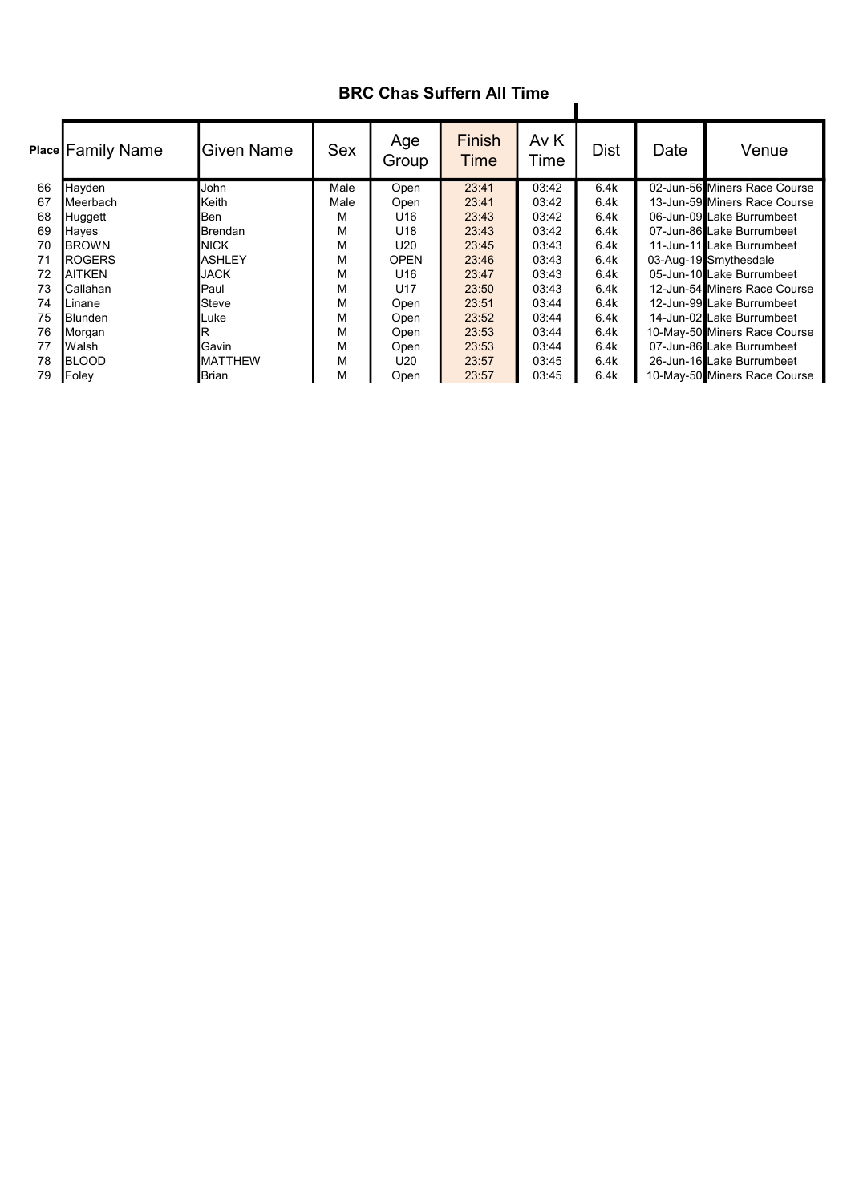# BRC Chas Suffern All Time

| Place | Family Name | Given Name | Sex | Age Group | Finish Time | Av K Time | Dist | Date | Venue |
|---|---|---|---|---|---|---|---|---|---|
| 66 | Hayden | John | Male | Open | 23:41 | 03:42 | 6.4k | 02-Jun-56 | Miners Race Course |
| 67 | Meerbach | Keith | Male | Open | 23:41 | 03:42 | 6.4k | 13-Jun-59 | Miners Race Course |
| 68 | Huggett | Ben | M | U16 | 23:43 | 03:42 | 6.4k | 06-Jun-09 | Lake Burrumbeet |
| 69 | Hayes | Brendan | M | U18 | 23:43 | 03:42 | 6.4k | 07-Jun-86 | Lake Burrumbeet |
| 70 | BROWN | NICK | M | U20 | 23:45 | 03:43 | 6.4k | 11-Jun-11 | Lake Burrumbeet |
| 71 | ROGERS | ASHLEY | M | OPEN | 23:46 | 03:43 | 6.4k | 03-Aug-19 | Smythesdale |
| 72 | AITKEN | JACK | M | U16 | 23:47 | 03:43 | 6.4k | 05-Jun-10 | Lake Burrumbeet |
| 73 | Callahan | Paul | M | U17 | 23:50 | 03:43 | 6.4k | 12-Jun-54 | Miners Race Course |
| 74 | Linane | Steve | M | Open | 23:51 | 03:44 | 6.4k | 12-Jun-99 | Lake Burrumbeet |
| 75 | Blunden | Luke | M | Open | 23:52 | 03:44 | 6.4k | 14-Jun-02 | Lake Burrumbeet |
| 76 | Morgan | R | M | Open | 23:53 | 03:44 | 6.4k | 10-May-50 | Miners Race Course |
| 77 | Walsh | Gavin | M | Open | 23:53 | 03:44 | 6.4k | 07-Jun-86 | Lake Burrumbeet |
| 78 | BLOOD | MATTHEW | M | U20 | 23:57 | 03:45 | 6.4k | 26-Jun-16 | Lake Burrumbeet |
| 79 | Foley | Brian | M | Open | 23:57 | 03:45 | 6.4k | 10-May-50 | Miners Race Course |